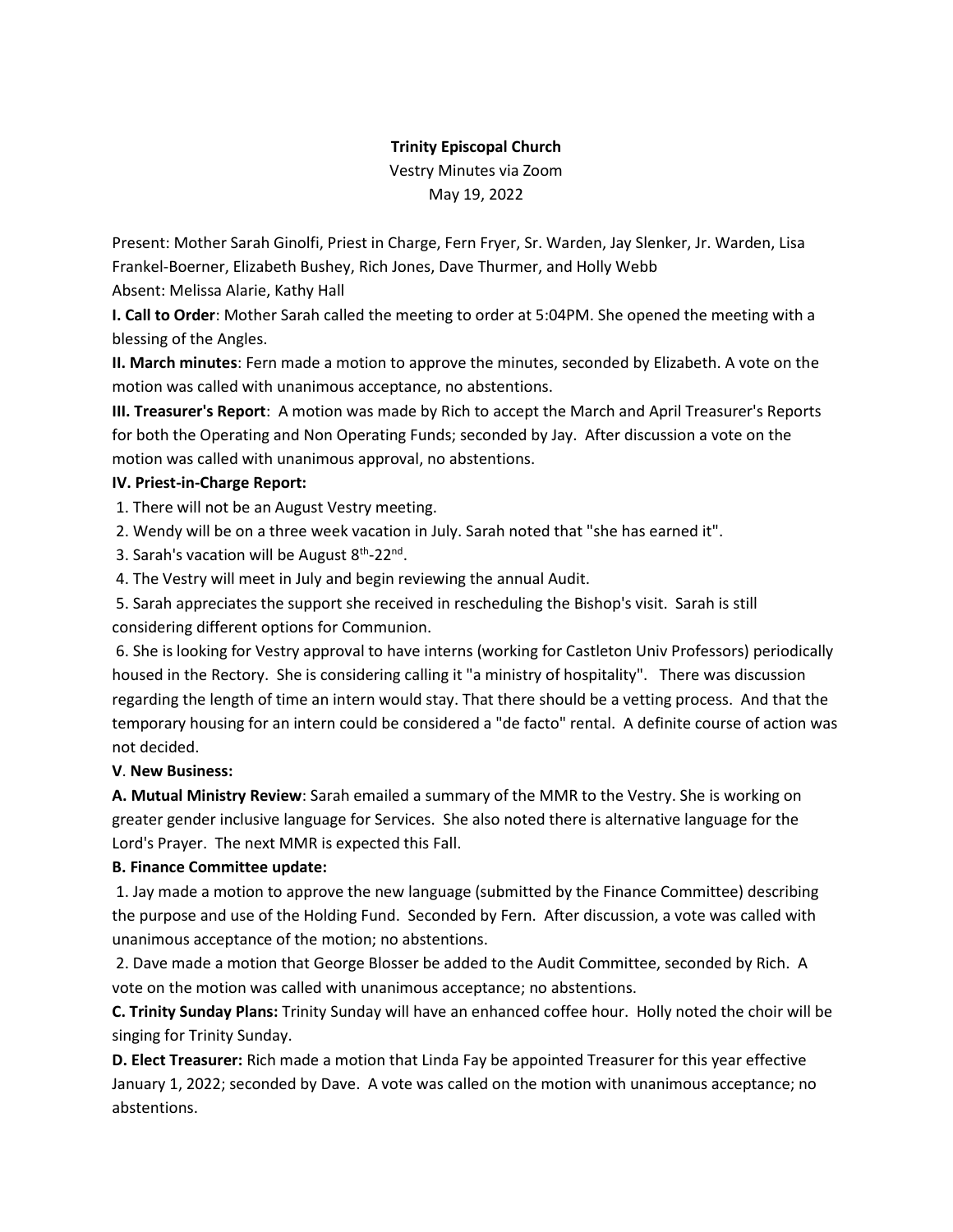**Trinity Episcopal Church**

Vestry Minutes via Zoom

May 19, 2022

Present: Mother Sarah Ginolfi, Priest in Charge, Fern Fryer, Sr. Warden, Jay Slenker, Jr. Warden, Lisa Frankel-Boerner, Elizabeth Bushey, Rich Jones, Dave Thurmer, and Holly Webb

Absent: Melissa Alarie, Kathy Hall

**I. Call to Order**: Mother Sarah called the meeting to order at 5:04PM. She opened the meeting with a blessing of the Angles.

**II. March minutes**: Fern made a motion to approve the minutes, seconded by Elizabeth. A vote on the motion was called with unanimous acceptance, no abstentions.

**III. Treasurer's Report**: A motion was made by Rich to accept the March and April Treasurer's Reports for both the Operating and Non Operating Funds; seconded by Jay. After discussion a vote on the motion was called with unanimous approval, no abstentions.

**IV. Priest-in-Charge Report:**

1. There will not be an August Vestry meeting.
2. Wendy will be on a three week vacation in July. Sarah noted that "she has earned it".
3. Sarah's vacation will be August 8th-22nd.
4. The Vestry will meet in July and begin reviewing the annual Audit.
5. Sarah appreciates the support she received in rescheduling the Bishop's visit. Sarah is still considering different options for Communion.
6. She is looking for Vestry approval to have interns (working for Castleton Univ Professors) periodically housed in the Rectory. She is considering calling it "a ministry of hospitality". There was discussion regarding the length of time an intern would stay. That there should be a vetting process. And that the temporary housing for an intern could be considered a "de facto" rental. A definite course of action was not decided.

**V. New Business:**

**A. Mutual Ministry Review**: Sarah emailed a summary of the MMR to the Vestry. She is working on greater gender inclusive language for Services. She also noted there is alternative language for the Lord's Prayer. The next MMR is expected this Fall.

**B. Finance Committee update:**

1. Jay made a motion to approve the new language (submitted by the Finance Committee) describing the purpose and use of the Holding Fund. Seconded by Fern. After discussion, a vote was called with unanimous acceptance of the motion; no abstentions.
2. Dave made a motion that George Blosser be added to the Audit Committee, seconded by Rich. A vote on the motion was called with unanimous acceptance; no abstentions.

**C. Trinity Sunday Plans:** Trinity Sunday will have an enhanced coffee hour. Holly noted the choir will be singing for Trinity Sunday.

**D. Elect Treasurer:** Rich made a motion that Linda Fay be appointed Treasurer for this year effective January 1, 2022; seconded by Dave. A vote was called on the motion with unanimous acceptance; no abstentions.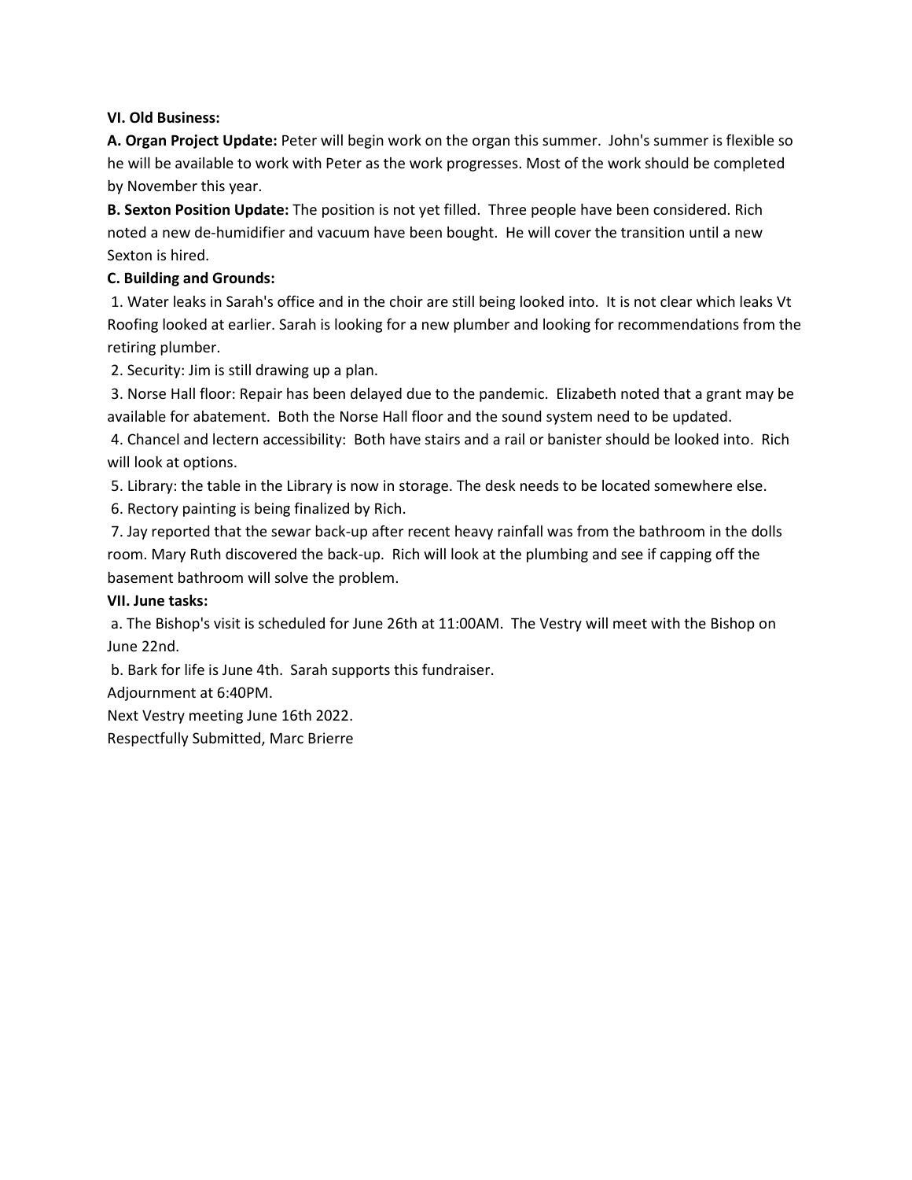**VI. Old Business:**

**A. Organ Project Update:** Peter will begin work on the organ this summer. John's summer is flexible so he will be available to work with Peter as the work progresses. Most of the work should be completed by November this year.

**B. Sexton Position Update:** The position is not yet filled. Three people have been considered. Rich noted a new de-humidifier and vacuum have been bought. He will cover the transition until a new Sexton is hired.

**C. Building and Grounds:**

1. Water leaks in Sarah's office and in the choir are still being looked into. It is not clear which leaks Vt Roofing looked at earlier. Sarah is looking for a new plumber and looking for recommendations from the retiring plumber.
2. Security: Jim is still drawing up a plan.
3. Norse Hall floor: Repair has been delayed due to the pandemic. Elizabeth noted that a grant may be available for abatement. Both the Norse Hall floor and the sound system need to be updated.
4. Chancel and lectern accessibility: Both have stairs and a rail or banister should be looked into. Rich will look at options.
5. Library: the table in the Library is now in storage. The desk needs to be located somewhere else.
6. Rectory painting is being finalized by Rich.
7. Jay reported that the sewar back-up after recent heavy rainfall was from the bathroom in the dolls room. Mary Ruth discovered the back-up. Rich will look at the plumbing and see if capping off the basement bathroom will solve the problem.

**VII. June tasks:**

a. The Bishop's visit is scheduled for June 26th at 11:00AM. The Vestry will meet with the Bishop on June 22nd.

b. Bark for life is June 4th. Sarah supports this fundraiser.

Adjournment at 6:40PM.

Next Vestry meeting June 16th 2022.

Respectfully Submitted, Marc Brierre